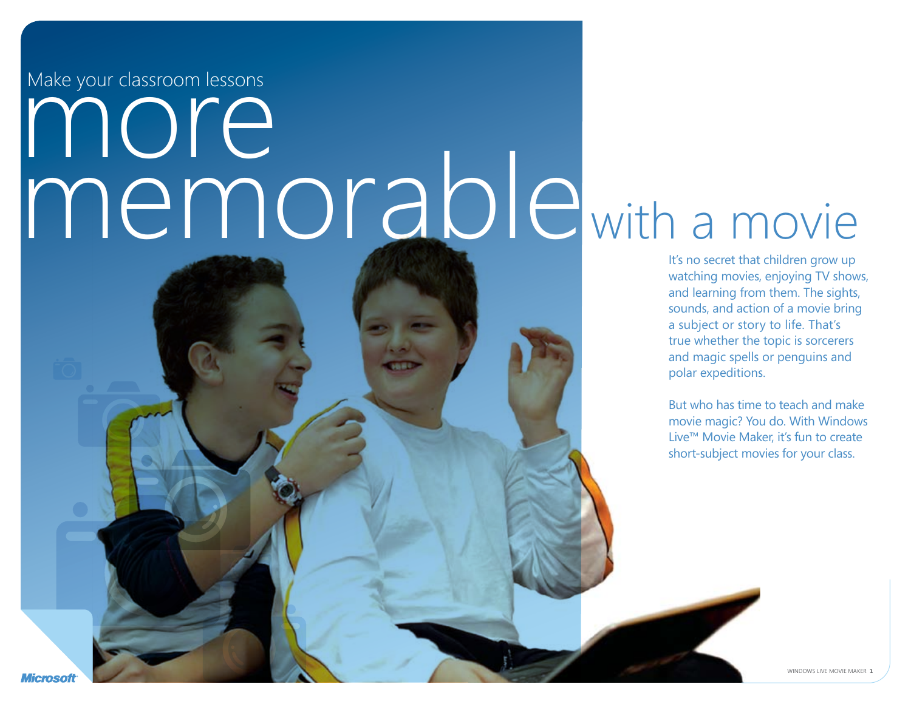# Make your classroom lessons more memorable with a movie

It's no secret that children grow up watching movies, enjoying TV shows, and learning from them. The sights, sounds, and action of a movie bring a subject or story to life. That's true whether the topic is sorcerers and magic spells or penguins and polar expeditions.

But who has time to teach and make movie magic? You do. With Windows Live™ Movie Maker, it's fun to create short-subject movies for your class.

Microsoft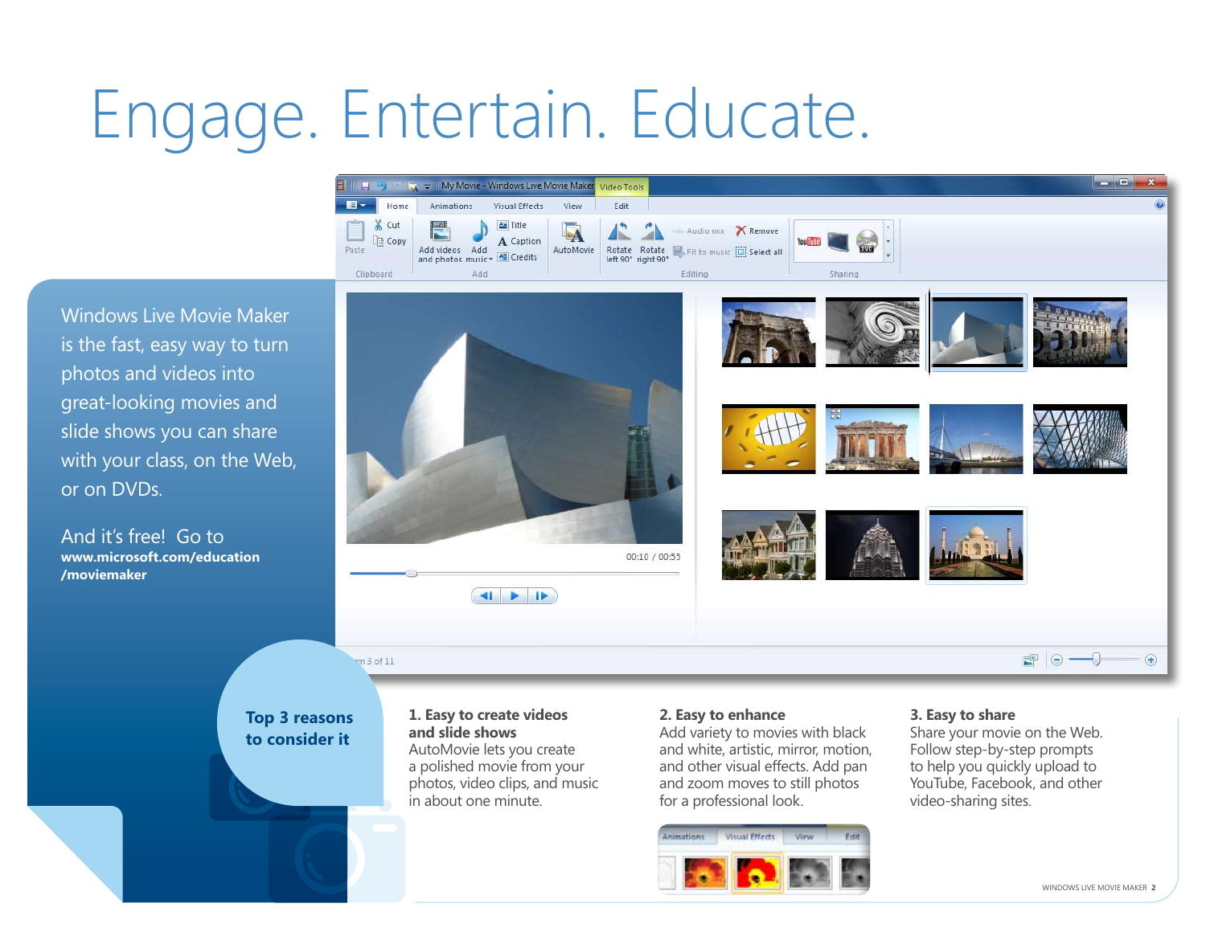# Engage. Entertain. Educate.

Windows Live Movie Maker is the fast, easy way to turn photos and videos into great-looking movies and slide shows you can share with your class, on the Web, or on DVDs.

And it's free! Go to **www.microsoft.com/education/moviemaker**

## Top 3 reasons to consider it

**1. Easy to create videos and slide shows**
AutoMovie lets you create a polished movie from your photos, video clips, and music in about one minute.

**2. Easy to enhance**
Add variety to movies with black and white, artistic, mirror, motion, and other visual effects. Add pan and zoom moves to still photos for a professional look.

**3. Easy to share**
Share your movie on the Web. Follow step-by-step prompts to help you quickly upload to YouTube, Facebook, and other video-sharing sites.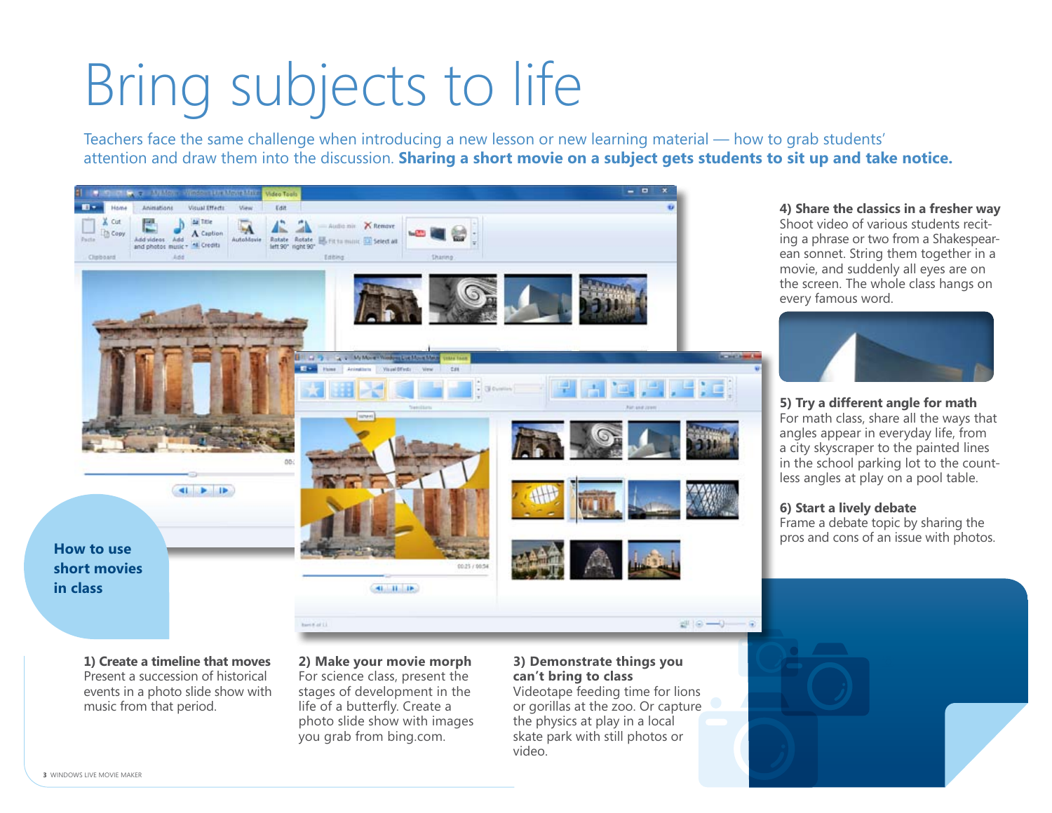# Bring subjects to life

Teachers face the same challenge when introducing a new lesson or new learning material — how to grab students' attention and draw them into the discussion. **Sharing a short movie on a subject gets students to sit up and take notice.**

## How to use short movies in class

**1) Create a timeline that moves**
Present a succession of historical events in a photo slide show with music from that period.

**2) Make your movie morph**
For science class, present the stages of development in the life of a butterfly. Create a photo slide show with images you grab from bing.com.

**3) Demonstrate things you can't bring to class**
Videotape feeding time for lions or gorillas at the zoo. Or capture the physics at play in a local skate park with still photos or video.

**4) Share the classics in a fresher way**
Shoot video of various students reciting a phrase or two from a Shakespearean sonnet. String them together in a movie, and suddenly all eyes are on the screen. The whole class hangs on every famous word.

**5) Try a different angle for math**
For math class, share all the ways that angles appear in everyday life, from a city skyscraper to the painted lines in the school parking lot to the countless angles at play on a pool table.

**6) Start a lively debate**
Frame a debate topic by sharing the pros and cons of an issue with photos.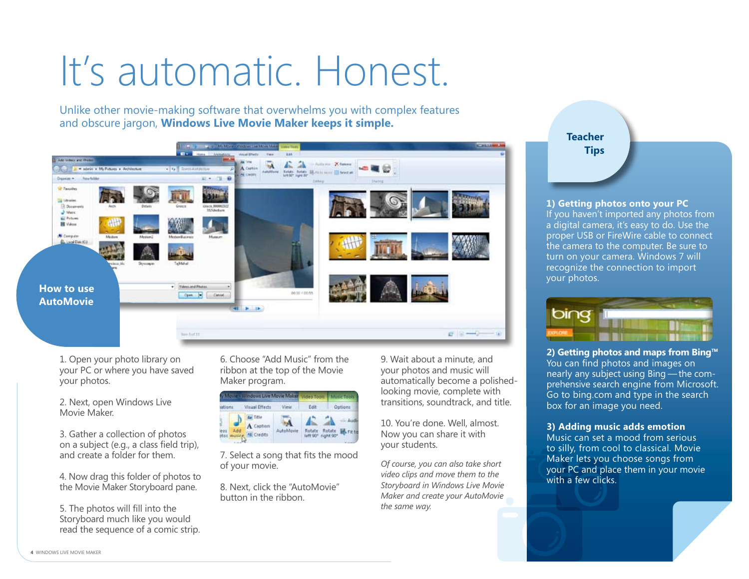# It’s automatic. Honest.

Unlike other movie-making software that overwhelms you with complex features and obscure jargon, **Windows Live Movie Maker keeps it simple.**

## How to use AutoMovie

1. Open your photo library on your PC or where you have saved your photos.

2. Next, open Windows Live Movie Maker.

3. Gather a collection of photos on a subject (e.g., a class field trip), and create a folder for them.

4. Now drag this folder of photos to the Movie Maker Storyboard pane.

5. The photos will fill into the Storyboard much like you would read the sequence of a comic strip.

6. Choose “Add Music” from the ribbon at the top of the Movie Maker program.

7. Select a song that fits the mood of your movie.

8. Next, click the “AutoMovie” button in the ribbon.

9. Wait about a minute, and your photos and music will automatically become a polished-looking movie, complete with transitions, soundtrack, and title.

10. You’re done. Well, almost. Now you can share it with your students.

*Of course, you can also take short video clips and move them to the Storyboard in Windows Live Movie Maker and create your AutoMovie the same way.*

## Teacher Tips

**1) Getting photos onto your PC**
If you haven’t imported any photos from a digital camera, it’s easy to do. Use the proper USB or FireWire cable to connect the camera to the computer. Be sure to turn on your camera. Windows 7 will recognize the connection to import your photos.

**2) Getting photos and maps from Bing™**
You can find photos and images on nearly any subject using Bing — the comprehensive search engine from Microsoft. Go to bing.com and type in the search box for an image you need.

**3) Adding music adds emotion**
Music can set a mood from serious to silly, from cool to classical. Movie Maker lets you choose songs from your PC and place them in your movie with a few clicks.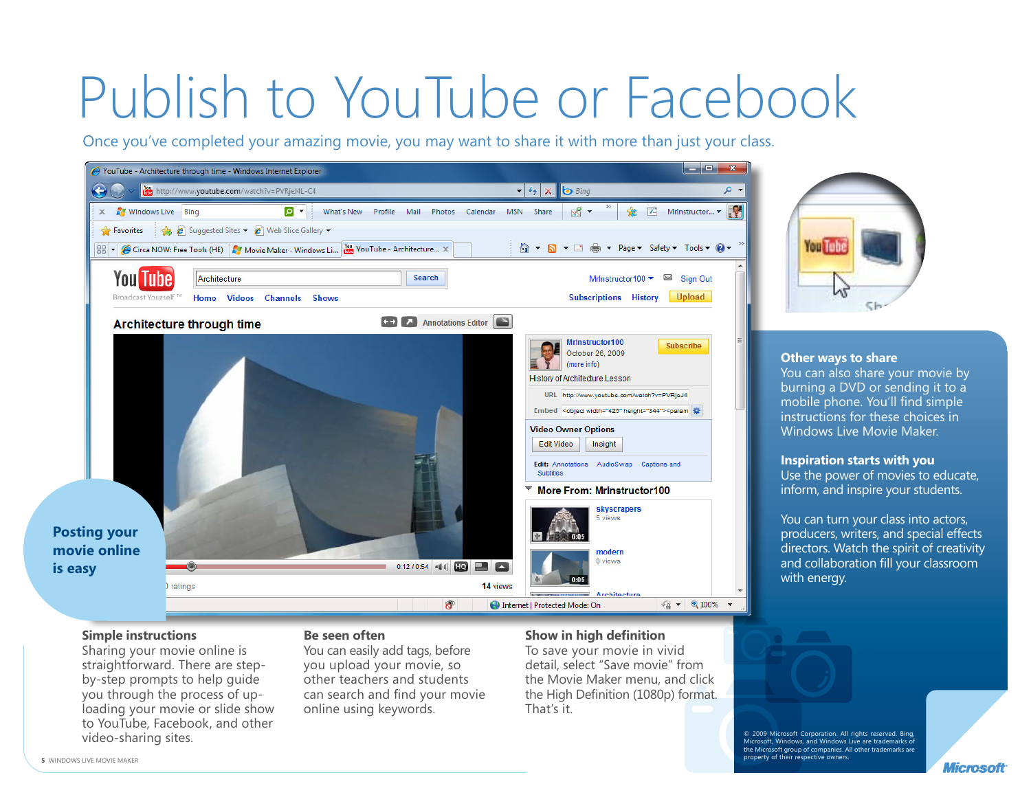# Publish to YouTube or Facebook

Once you've completed your amazing movie, you may want to share it with more than just your class.

**Posting your movie online is easy**

## Other ways to share

You can also share your movie by burning a DVD or sending it to a mobile phone. You'll find simple instructions for these choices in Windows Live Movie Maker.

## Inspiration starts with you

Use the power of movies to educate, inform, and inspire your students.

You can turn your class into actors, producers, writers, and special effects directors. Watch the spirit of creativity and collaboration fill your classroom with energy.

## Simple instructions

Sharing your movie online is straightforward. There are step-by-step prompts to help guide you through the process of up-loading your movie or slide show to YouTube, Facebook, and other video-sharing sites.

## Be seen often

You can easily add tags, before you upload your movie, so other teachers and students can search and find your movie online using keywords.

## Show in high definition

To save your movie in vivid detail, select "Save movie" from the Movie Maker menu, and click the High Definition (1080p) format. That's it.

© 2009 Microsoft Corporation. All rights reserved. Bing, Microsoft, Windows, and Windows Live are trademarks of the Microsoft group of companies. All other trademarks are property of their respective owners.

Microsoft